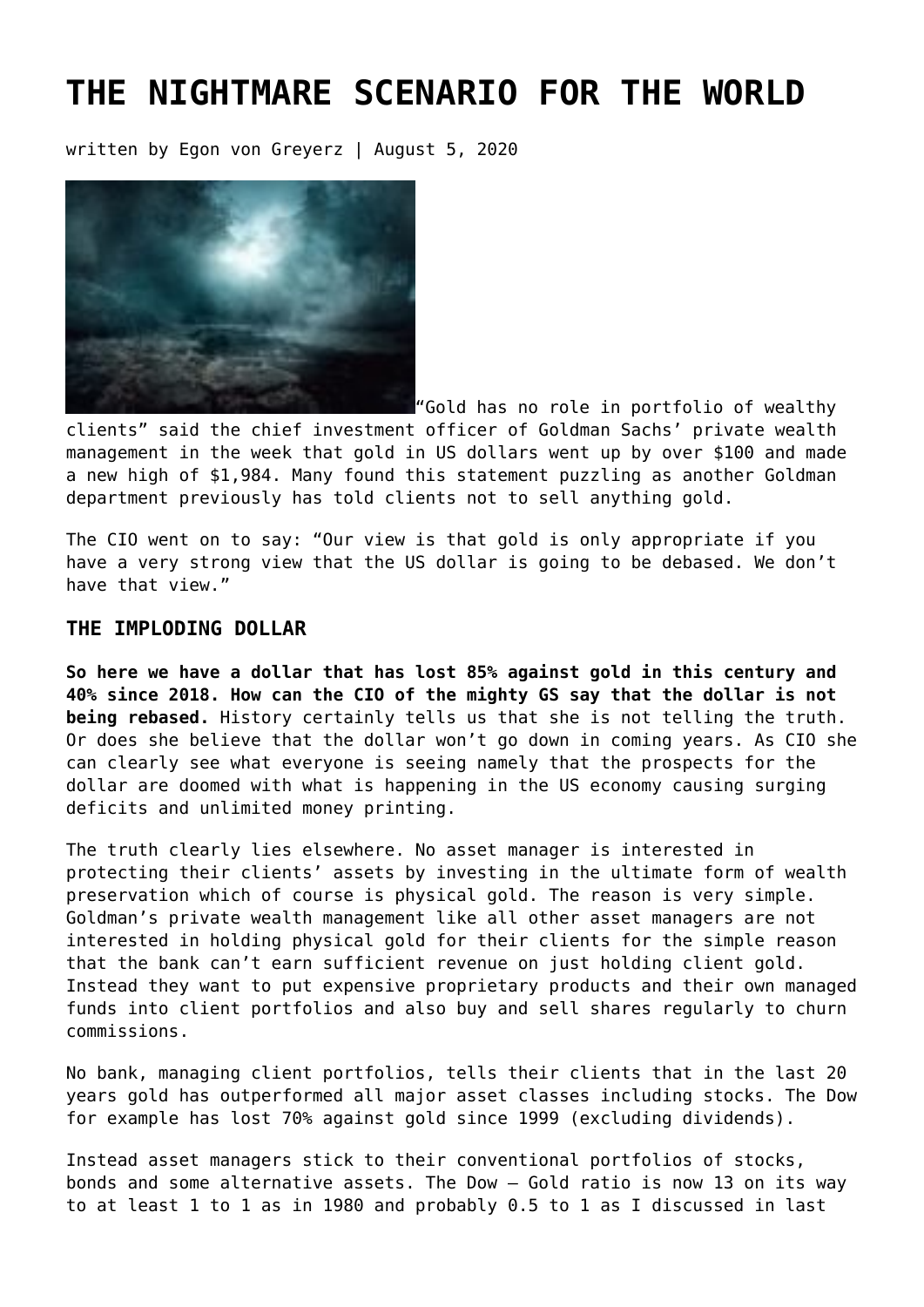# THE NIGHTMARE SCENARIO FOR THE WORLD

written by Egon von Greyerz | August 5, 2020

"Gold has no role in portfolio of wealthy clients" said the chief investment officer of Goldman Sachs' private wealth management in the week that gold in US dollars went up by over $100 and made a new high of $1,984. Many found this statement puzzling as another Goldman department previously has told clients not to sell anything gold.

The CIO went on to say: "Our view is that gold is only appropriate if you have a very strong view that the US dollar is going to be debased. We don't have that view."

### THE IMPLODING DOLLAR

**So here we have a dollar that has lost 85% against gold in this century and 40% since 2018. How can the CIO of the mighty GS say that the dollar is not being rebased.** History certainly tells us that she is not telling the truth. Or does she believe that the dollar won't go down in coming years. As CIO she can clearly see what everyone is seeing namely that the prospects for the dollar are doomed with what is happening in the US economy causing surging deficits and unlimited money printing.

The truth clearly lies elsewhere. No asset manager is interested in protecting their clients' assets by investing in the ultimate form of wealth preservation which of course is physical gold. The reason is very simple. Goldman's private wealth management like all other asset managers are not interested in holding physical gold for their clients for the simple reason that the bank can't earn sufficient revenue on just holding client gold. Instead they want to put expensive proprietary products and their own managed funds into client portfolios and also buy and sell shares regularly to churn commissions.

No bank, managing client portfolios, tells their clients that in the last 20 years gold has outperformed all major asset classes including stocks. The Dow for example has lost 70% against gold since 1999 (excluding dividends).

Instead asset managers stick to their conventional portfolios of stocks, bonds and some alternative assets. The Dow – Gold ratio is now 13 on its way to at least 1 to 1 as in 1980 and probably 0.5 to 1 as I discussed in last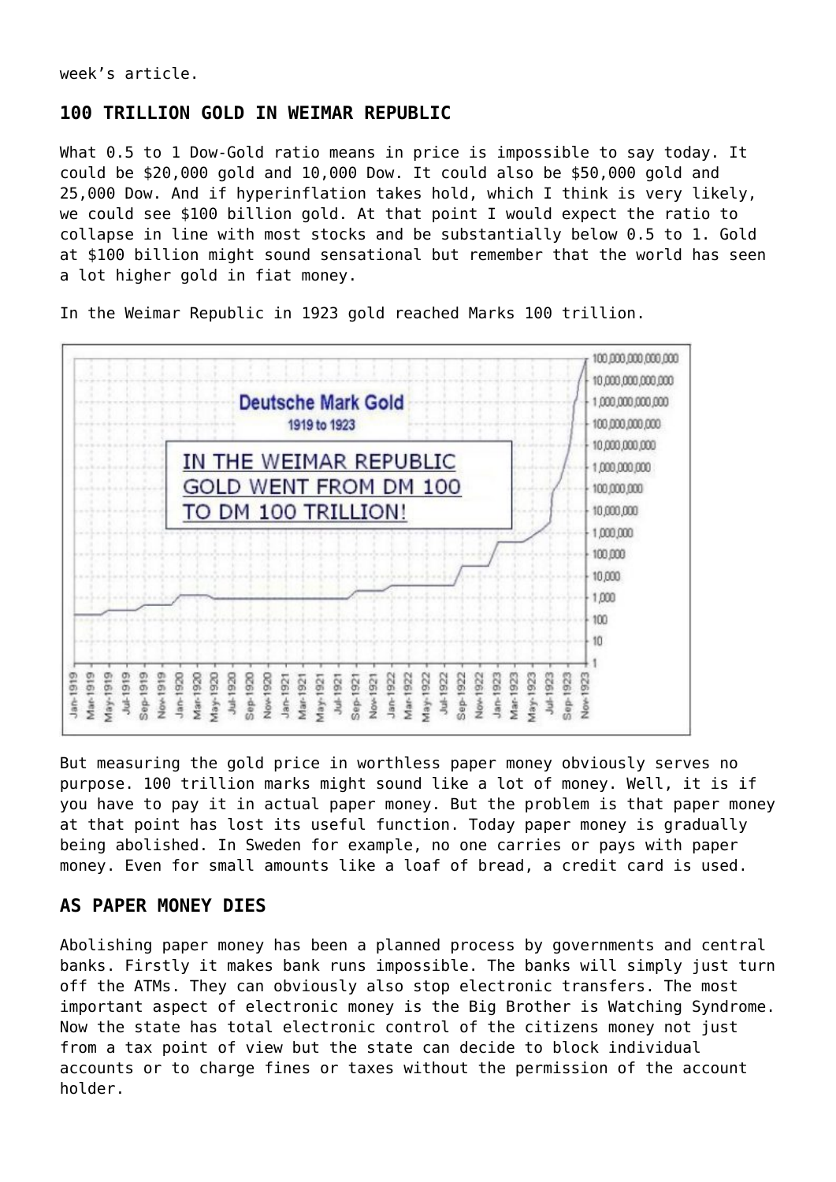week's article.

## 100 TRILLION GOLD IN WEIMAR REPUBLIC

What 0.5 to 1 Dow-Gold ratio means in price is impossible to say today. It could be $20,000 gold and 10,000 Dow. It could also be $50,000 gold and 25,000 Dow. And if hyperinflation takes hold, which I think is very likely, we could see $100 billion gold. At that point I would expect the ratio to collapse in line with most stocks and be substantially below 0.5 to 1. Gold at $100 billion might sound sensational but remember that the world has seen a lot higher gold in fiat money.

In the Weimar Republic in 1923 gold reached Marks 100 trillion.

But measuring the gold price in worthless paper money obviously serves no purpose. 100 trillion marks might sound like a lot of money. Well, it is if you have to pay it in actual paper money. But the problem is that paper money at that point has lost its useful function. Today paper money is gradually being abolished. In Sweden for example, no one carries or pays with paper money. Even for small amounts like a loaf of bread, a credit card is used.

## AS PAPER MONEY DIES

Abolishing paper money has been a planned process by governments and central banks. Firstly it makes bank runs impossible. The banks will simply just turn off the ATMs. They can obviously also stop electronic transfers. The most important aspect of electronic money is the Big Brother is Watching Syndrome. Now the state has total electronic control of the citizens money not just from a tax point of view but the state can decide to block individual accounts or to charge fines or taxes without the permission of the account holder.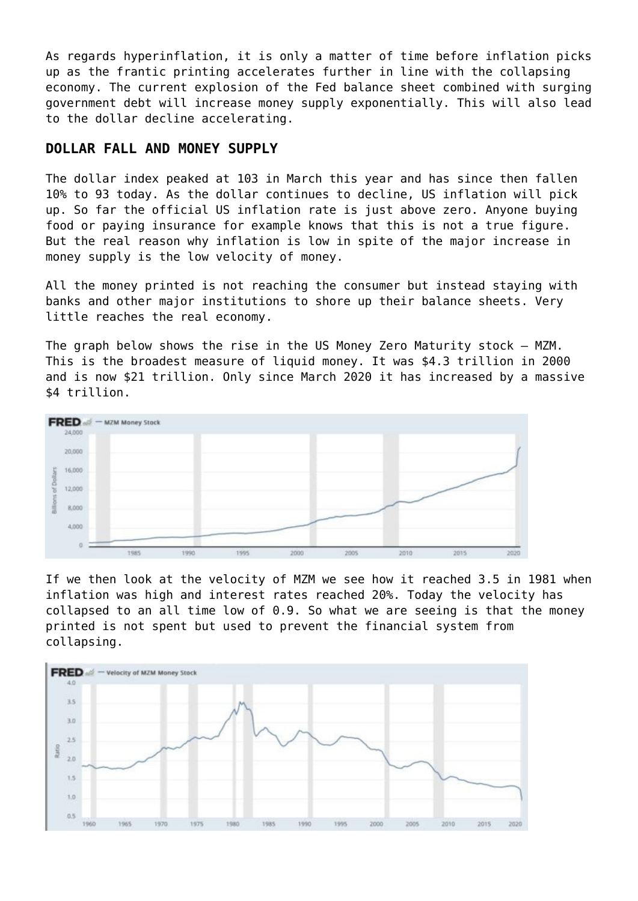As regards hyperinflation, it is only a matter of time before inflation picks up as the frantic printing accelerates further in line with the collapsing economy. The current explosion of the Fed balance sheet combined with surging government debt will increase money supply exponentially. This will also lead to the dollar decline accelerating.

## DOLLAR FALL AND MONEY SUPPLY

The dollar index peaked at 103 in March this year and has since then fallen 10% to 93 today. As the dollar continues to decline, US inflation will pick up. So far the official US inflation rate is just above zero. Anyone buying food or paying insurance for example knows that this is not a true figure. But the real reason why inflation is low in spite of the major increase in money supply is the low velocity of money.

All the money printed is not reaching the consumer but instead staying with banks and other major institutions to shore up their balance sheets. Very little reaches the real economy.

The graph below shows the rise in the US Money Zero Maturity stock – MZM. This is the broadest measure of liquid money. It was $4.3 trillion in 2000 and is now $21 trillion. Only since March 2020 it has increased by a massive $4 trillion.

If we then look at the velocity of MZM we see how it reached 3.5 in 1981 when inflation was high and interest rates reached 20%. Today the velocity has collapsed to an all time low of 0.9. So what we are seeing is that the money printed is not spent but used to prevent the financial system from collapsing.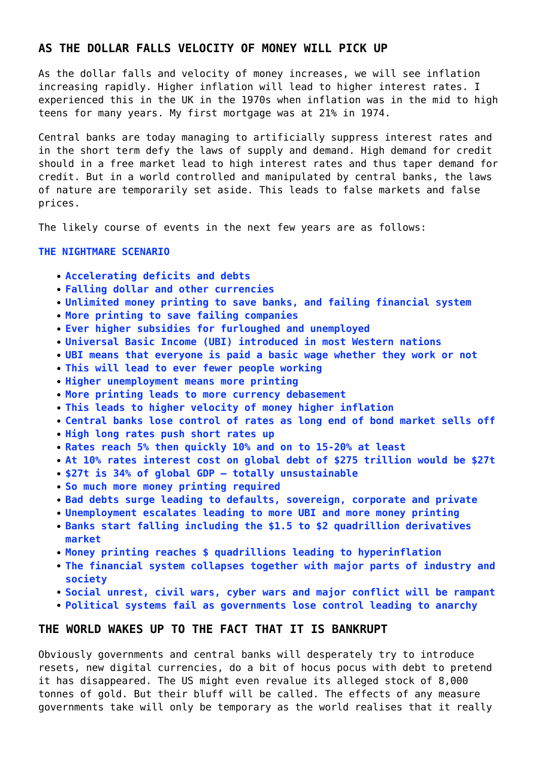## AS THE DOLLAR FALLS VELOCITY OF MONEY WILL PICK UP

As the dollar falls and velocity of money increases, we will see inflation increasing rapidly. Higher inflation will lead to higher interest rates. I experienced this in the UK in the 1970s when inflation was in the mid to high teens for many years. My first mortgage was at 21% in 1974.

Central banks are today managing to artificially suppress interest rates and in the short term defy the laws of supply and demand. High demand for credit should in a free market lead to high interest rates and thus taper demand for credit. But in a world controlled and manipulated by central banks, the laws of nature are temporarily set aside. This leads to false markets and false prices.

The likely course of events in the next few years are as follows:

**THE NIGHTMARE SCENARIO**

- **Accelerating deficits and debts**
- **Falling dollar and other currencies**
- **Unlimited money printing to save banks, and failing financial system**
- **More printing to save failing companies**
- **Ever higher subsidies for furloughed and unemployed**
- **Universal Basic Income (UBI) introduced in most Western nations**
- **UBI means that everyone is paid a basic wage whether they work or not**
- **This will lead to ever fewer people working**
- **Higher unemployment means more printing**
- **More printing leads to more currency debasement**
- **This leads to higher velocity of money higher inflation**
- **Central banks lose control of rates as long end of bond market sells off**
- **High long rates push short rates up**
- **Rates reach 5% then quickly 10% and on to 15-20% at least**
- **At 10% rates interest cost on global debt of $275 trillion would be $27t**
- **$27t is 34% of global GDP – totally unsustainable**
- **So much more money printing required**
- **Bad debts surge leading to defaults, sovereign, corporate and private**
- **Unemployment escalates leading to more UBI and more money printing**
- **Banks start falling including the $1.5 to $2 quadrillion derivatives market**
- **Money printing reaches $ quadrillions leading to hyperinflation**
- **The financial system collapses together with major parts of industry and society**
- **Social unrest, civil wars, cyber wars and major conflict will be rampant**
- **Political systems fail as governments lose control leading to anarchy**

## THE WORLD WAKES UP TO THE FACT THAT IT IS BANKRUPT

Obviously governments and central banks will desperately try to introduce resets, new digital currencies, do a bit of hocus pocus with debt to pretend it has disappeared. The US might even revalue its alleged stock of 8,000 tonnes of gold. But their bluff will be called. The effects of any measure governments take will only be temporary as the world realises that it really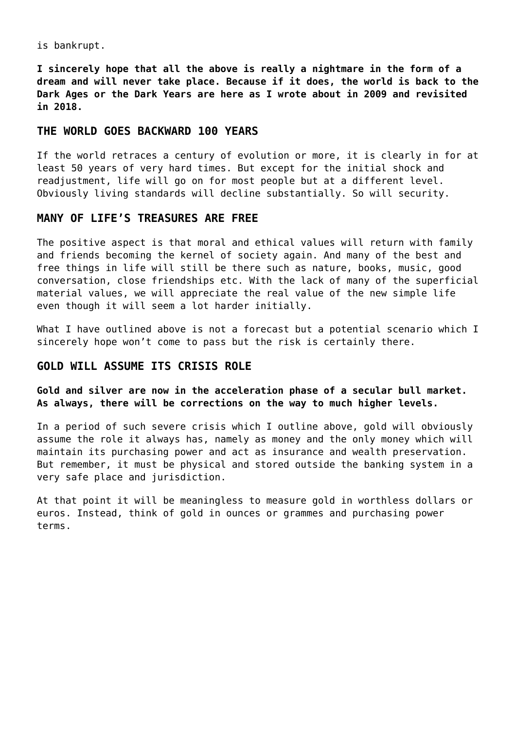is bankrupt.

**I sincerely hope that all the above is really a nightmare in the form of a dream and will never take place. Because if it does, the world is back to the Dark Ages or the Dark Years are here as I wrote about in 2009 and revisited in 2018.**

## THE WORLD GOES BACKWARD 100 YEARS

If the world retraces a century of evolution or more, it is clearly in for at least 50 years of very hard times. But except for the initial shock and readjustment, life will go on for most people but at a different level. Obviously living standards will decline substantially. So will security.

## MANY OF LIFE'S TREASURES ARE FREE

The positive aspect is that moral and ethical values will return with family and friends becoming the kernel of society again. And many of the best and free things in life will still be there such as nature, books, music, good conversation, close friendships etc. With the lack of many of the superficial material values, we will appreciate the real value of the new simple life even though it will seem a lot harder initially.

What I have outlined above is not a forecast but a potential scenario which I sincerely hope won't come to pass but the risk is certainly there.

## GOLD WILL ASSUME ITS CRISIS ROLE

**Gold and silver are now in the acceleration phase of a secular bull market. As always, there will be corrections on the way to much higher levels.**

In a period of such severe crisis which I outline above, gold will obviously assume the role it always has, namely as money and the only money which will maintain its purchasing power and act as insurance and wealth preservation. But remember, it must be physical and stored outside the banking system in a very safe place and jurisdiction.

At that point it will be meaningless to measure gold in worthless dollars or euros. Instead, think of gold in ounces or grammes and purchasing power terms.